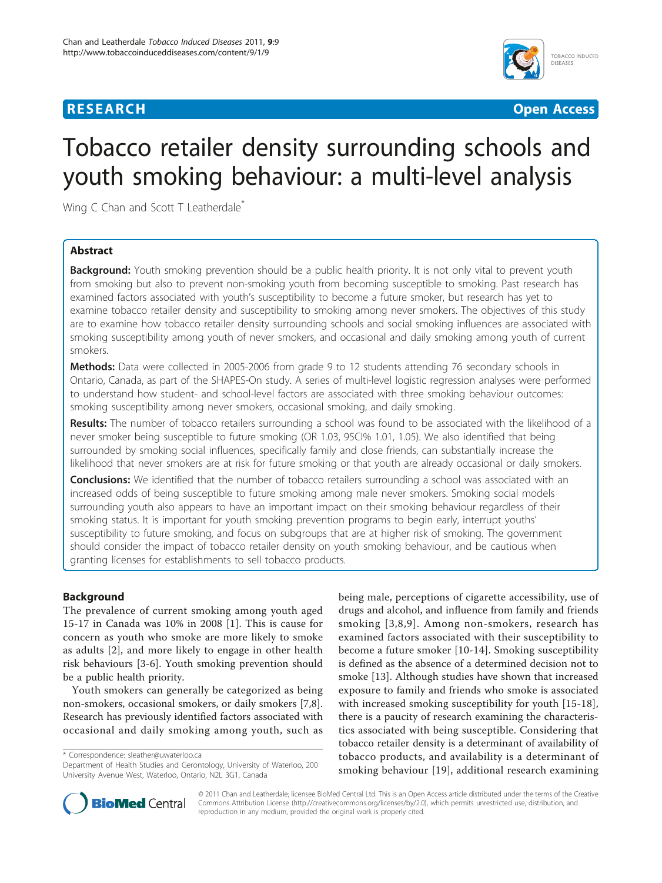**RESEARCH** **Open Access**

# Tobacco retailer density surrounding schools and youth smoking behaviour: a multi-level analysis

Wing C Chan and Scott T Leatherdale*

## Abstract

**Background:** Youth smoking prevention should be a public health priority. It is not only vital to prevent youth from smoking but also to prevent non-smoking youth from becoming susceptible to smoking. Past research has examined factors associated with youth's susceptibility to become a future smoker, but research has yet to examine tobacco retailer density and susceptibility to smoking among never smokers. The objectives of this study are to examine how tobacco retailer density surrounding schools and social smoking influences are associated with smoking susceptibility among youth of never smokers, and occasional and daily smoking among youth of current smokers.

**Methods:** Data were collected in 2005-2006 from grade 9 to 12 students attending 76 secondary schools in Ontario, Canada, as part of the SHAPES-On study. A series of multi-level logistic regression analyses were performed to understand how student- and school-level factors are associated with three smoking behaviour outcomes: smoking susceptibility among never smokers, occasional smoking, and daily smoking.

**Results:** The number of tobacco retailers surrounding a school was found to be associated with the likelihood of a never smoker being susceptible to future smoking (OR 1.03, 95CI% 1.01, 1.05). We also identified that being surrounded by smoking social influences, specifically family and close friends, can substantially increase the likelihood that never smokers are at risk for future smoking or that youth are already occasional or daily smokers.

**Conclusions:** We identified that the number of tobacco retailers surrounding a school was associated with an increased odds of being susceptible to future smoking among male never smokers. Smoking social models surrounding youth also appears to have an important impact on their smoking behaviour regardless of their smoking status. It is important for youth smoking prevention programs to begin early, interrupt youths' susceptibility to future smoking, and focus on subgroups that are at higher risk of smoking. The government should consider the impact of tobacco retailer density on youth smoking behaviour, and be cautious when granting licenses for establishments to sell tobacco products.

## Background

The prevalence of current smoking among youth aged 15-17 in Canada was 10% in 2008 [1]. This is cause for concern as youth who smoke are more likely to smoke as adults [2], and more likely to engage in other health risk behaviours [3-6]. Youth smoking prevention should be a public health priority.

Youth smokers can generally be categorized as being non-smokers, occasional smokers, or daily smokers [7,8]. Research has previously identified factors associated with occasional and daily smoking among youth, such as being male, perceptions of cigarette accessibility, use of drugs and alcohol, and influence from family and friends smoking [3,8,9]. Among non-smokers, research has examined factors associated with their susceptibility to become a future smoker [10-14]. Smoking susceptibility is defined as the absence of a determined decision not to smoke [13]. Although studies have shown that increased exposure to family and friends who smoke is associated with increased smoking susceptibility for youth [15-18], there is a paucity of research examining the characteristics associated with being susceptible. Considering that tobacco retailer density is a determinant of availability of tobacco products, and availability is a determinant of smoking behaviour [19], additional research examining

* Correspondence: sleather@uwaterloo.ca
Department of Health Studies and Gerontology, University of Waterloo, 200 University Avenue West, Waterloo, Ontario, N2L 3G1, Canada

© 2011 Chan and Leatherdale; licensee BioMed Central Ltd. This is an Open Access article distributed under the terms of the Creative Commons Attribution License (http://creativecommons.org/licenses/by/2.0), which permits unrestricted use, distribution, and reproduction in any medium, provided the original work is properly cited.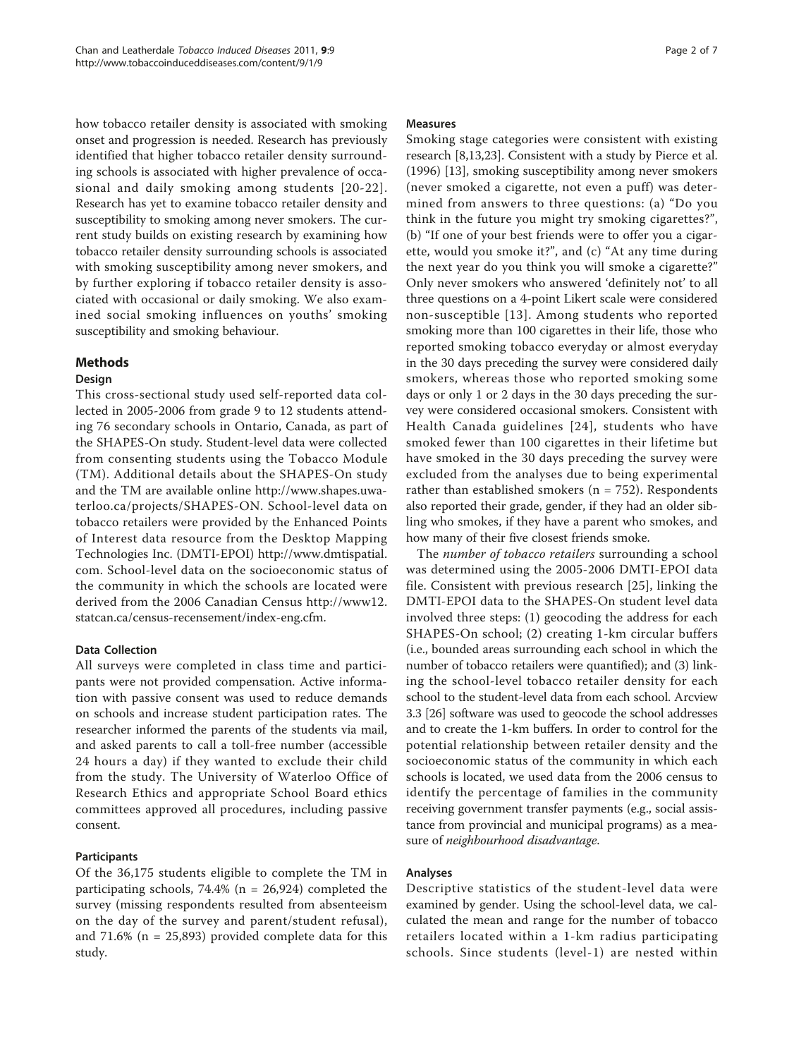how tobacco retailer density is associated with smoking onset and progression is needed. Research has previously identified that higher tobacco retailer density surrounding schools is associated with higher prevalence of occasional and daily smoking among students [20-22]. Research has yet to examine tobacco retailer density and susceptibility to smoking among never smokers. The current study builds on existing research by examining how tobacco retailer density surrounding schools is associated with smoking susceptibility among never smokers, and by further exploring if tobacco retailer density is associated with occasional or daily smoking. We also examined social smoking influences on youths' smoking susceptibility and smoking behaviour.

## Methods

### Design

This cross-sectional study used self-reported data collected in 2005-2006 from grade 9 to 12 students attending 76 secondary schools in Ontario, Canada, as part of the SHAPES-On study. Student-level data were collected from consenting students using the Tobacco Module (TM). Additional details about the SHAPES-On study and the TM are available online http://www.shapes.uwaterloo.ca/projects/SHAPES-ON. School-level data on tobacco retailers were provided by the Enhanced Points of Interest data resource from the Desktop Mapping Technologies Inc. (DMTI-EPOI) http://www.dmtispatial.com. School-level data on the socioeconomic status of the community in which the schools are located were derived from the 2006 Canadian Census http://www12.statcan.ca/census-recensement/index-eng.cfm.

### Data Collection

All surveys were completed in class time and participants were not provided compensation. Active information with passive consent was used to reduce demands on schools and increase student participation rates. The researcher informed the parents of the students via mail, and asked parents to call a toll-free number (accessible 24 hours a day) if they wanted to exclude their child from the study. The University of Waterloo Office of Research Ethics and appropriate School Board ethics committees approved all procedures, including passive consent.

### Participants

Of the 36,175 students eligible to complete the TM in participating schools, 74.4% (n = 26,924) completed the survey (missing respondents resulted from absenteeism on the day of the survey and parent/student refusal), and 71.6% (n = 25,893) provided complete data for this study.

### Measures

Smoking stage categories were consistent with existing research [8,13,23]. Consistent with a study by Pierce et al. (1996) [13], smoking susceptibility among never smokers (never smoked a cigarette, not even a puff) was determined from answers to three questions: (a) "Do you think in the future you might try smoking cigarettes?", (b) "If one of your best friends were to offer you a cigarette, would you smoke it?", and (c) "At any time during the next year do you think you will smoke a cigarette?" Only never smokers who answered 'definitely not' to all three questions on a 4-point Likert scale were considered non-susceptible [13]. Among students who reported smoking more than 100 cigarettes in their life, those who reported smoking tobacco everyday or almost everyday in the 30 days preceding the survey were considered daily smokers, whereas those who reported smoking some days or only 1 or 2 days in the 30 days preceding the survey were considered occasional smokers. Consistent with Health Canada guidelines [24], students who have smoked fewer than 100 cigarettes in their lifetime but have smoked in the 30 days preceding the survey were excluded from the analyses due to being experimental rather than established smokers (n = 752). Respondents also reported their grade, gender, if they had an older sibling who smokes, if they have a parent who smokes, and how many of their five closest friends smoke.

The *number of tobacco retailers* surrounding a school was determined using the 2005-2006 DMTI-EPOI data file. Consistent with previous research [25], linking the DMTI-EPOI data to the SHAPES-On student level data involved three steps: (1) geocoding the address for each SHAPES-On school; (2) creating 1-km circular buffers (i.e., bounded areas surrounding each school in which the number of tobacco retailers were quantified); and (3) linking the school-level tobacco retailer density for each school to the student-level data from each school. Arcview 3.3 [26] software was used to geocode the school addresses and to create the 1-km buffers. In order to control for the potential relationship between retailer density and the socioeconomic status of the community in which each schools is located, we used data from the 2006 census to identify the percentage of families in the community receiving government transfer payments (e.g., social assistance from provincial and municipal programs) as a measure of *neighbourhood disadvantage*.

### Analyses

Descriptive statistics of the student-level data were examined by gender. Using the school-level data, we calculated the mean and range for the number of tobacco retailers located within a 1-km radius participating schools. Since students (level-1) are nested within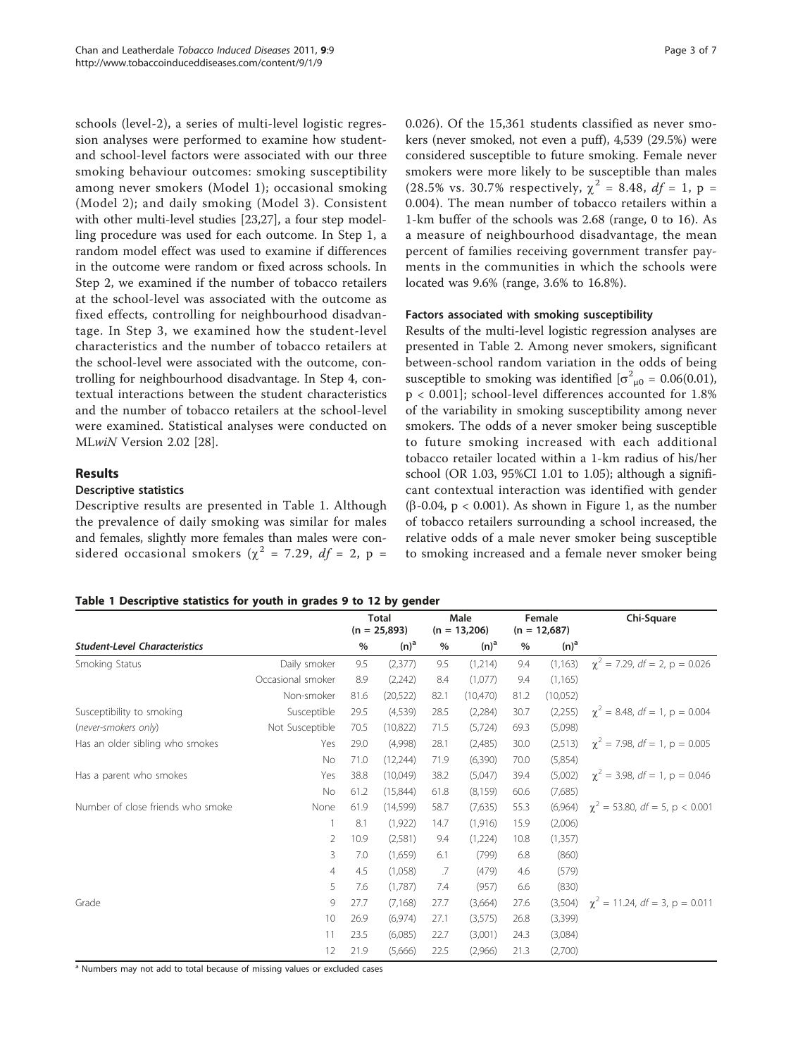schools (level-2), a series of multi-level logistic regression analyses were performed to examine how student- and school-level factors were associated with our three smoking behaviour outcomes: smoking susceptibility among never smokers (Model 1); occasional smoking (Model 2); and daily smoking (Model 3). Consistent with other multi-level studies [23,27], a four step modelling procedure was used for each outcome. In Step 1, a random model effect was used to examine if differences in the outcome were random or fixed across schools. In Step 2, we examined if the number of tobacco retailers at the school-level was associated with the outcome as fixed effects, controlling for neighbourhood disadvantage. In Step 3, we examined how the student-level characteristics and the number of tobacco retailers at the school-level were associated with the outcome, controlling for neighbourhood disadvantage. In Step 4, contextual interactions between the student characteristics and the number of tobacco retailers at the school-level were examined. Statistical analyses were conducted on ML*wiN* Version 2.02 [28].

## Results

### Descriptive statistics

Descriptive results are presented in Table 1. Although the prevalence of daily smoking was similar for males and females, slightly more females than males were considered occasional smokers ($\chi^2$ = 7.29, *df* = 2, p = 0.026). Of the 15,361 students classified as never smokers (never smoked, not even a puff), 4,539 (29.5%) were considered susceptible to future smoking. Female never smokers were more likely to be susceptible than males (28.5% vs. 30.7% respectively, $\chi^2$ = 8.48, *df* = 1, p = 0.004). The mean number of tobacco retailers within a 1-km buffer of the schools was 2.68 (range, 0 to 16). As a measure of neighbourhood disadvantage, the mean percent of families receiving government transfer payments in the communities in which the schools were located was 9.6% (range, 3.6% to 16.8%).

### Factors associated with smoking susceptibility

Results of the multi-level logistic regression analyses are presented in Table 2. Among never smokers, significant between-school random variation in the odds of being susceptible to smoking was identified [$\sigma^2_{\mu 0}$ = 0.06(0.01), p < 0.001]; school-level differences accounted for 1.8% of the variability in smoking susceptibility among never smokers. The odds of a never smoker being susceptible to future smoking increased with each additional tobacco retailer located within a 1-km radius of his/her school (OR 1.03, 95%CI 1.01 to 1.05); although a significant contextual interaction was identified with gender (β-0.04, p < 0.001). As shown in Figure 1, as the number of tobacco retailers surrounding a school increased, the relative odds of a male never smoker being susceptible to smoking increased and a female never smoker being

**Table 1 Descriptive statistics for youth in grades 9 to 12 by gender**

| | | Total (n = 25,893) | | Male (n = 13,206) | | Female (n = 12,687) | | Chi-Square |
|---|---|---|---|---|---|---|---|---|
| ***Student-Level Characteristics*** | | % | (n)[a] | % | (n)[a] | % | (n)[a] | |
| Smoking Status | Daily smoker | 9.5 | (2,377) | 9.5 | (1,214) | 9.4 | (1,163) | $\chi^2$ = 7.29, *df* = 2, p = 0.026 |
| | Occasional smoker | 8.9 | (2,242) | 8.4 | (1,077) | 9.4 | (1,165) | |
| | Non-smoker | 81.6 | (20,522) | 82.1 | (10,470) | 81.2 | (10,052) | |
| Susceptibility to smoking | Susceptible | 29.5 | (4,539) | 28.5 | (2,284) | 30.7 | (2,255) | $\chi^2$ = 8.48, *df* = 1, p = 0.004 |
| (*never-smokers only*) | Not Susceptible | 70.5 | (10,822) | 71.5 | (5,724) | 69.3 | (5,098) | |
| Has an older sibling who smokes | Yes | 29.0 | (4,998) | 28.1 | (2,485) | 30.0 | (2,513) | $\chi^2$ = 7.98, *df* = 1, p = 0.005 |
| | No | 71.0 | (12,244) | 71.9 | (6,390) | 70.0 | (5,854) | |
| Has a parent who smokes | Yes | 38.8 | (10,049) | 38.2 | (5,047) | 39.4 | (5,002) | $\chi^2$ = 3.98, *df* = 1, p = 0.046 |
| | No | 61.2 | (15,844) | 61.8 | (8,159) | 60.6 | (7,685) | |
| Number of close friends who smoke | None | 61.9 | (14,599) | 58.7 | (7,635) | 55.3 | (6,964) | $\chi^2$ = 53.80, *df* = 5, p < 0.001 |
| | 1 | 8.1 | (1,922) | 14.7 | (1,916) | 15.9 | (2,006) | |
| | 2 | 10.9 | (2,581) | 9.4 | (1,224) | 10.8 | (1,357) | |
| | 3 | 7.0 | (1,659) | 6.1 | (799) | 6.8 | (860) | |
| | 4 | 4.5 | (1,058) | .7 | (479) | 4.6 | (579) | |
| | 5 | 7.6 | (1,787) | 7.4 | (957) | 6.6 | (830) | |
| Grade | 9 | 27.7 | (7,168) | 27.7 | (3,664) | 27.6 | (3,504) | $\chi^2$ = 11.24, *df* = 3, p = 0.011 |
| | 10 | 26.9 | (6,974) | 27.1 | (3,575) | 26.8 | (3,399) | |
| | 11 | 23.5 | (6,085) | 22.7 | (3,001) | 24.3 | (3,084) | |
| | 12 | 21.9 | (5,666) | 22.5 | (2,966) | 21.3 | (2,700) | |

[a] Numbers may not add to total because of missing values or excluded cases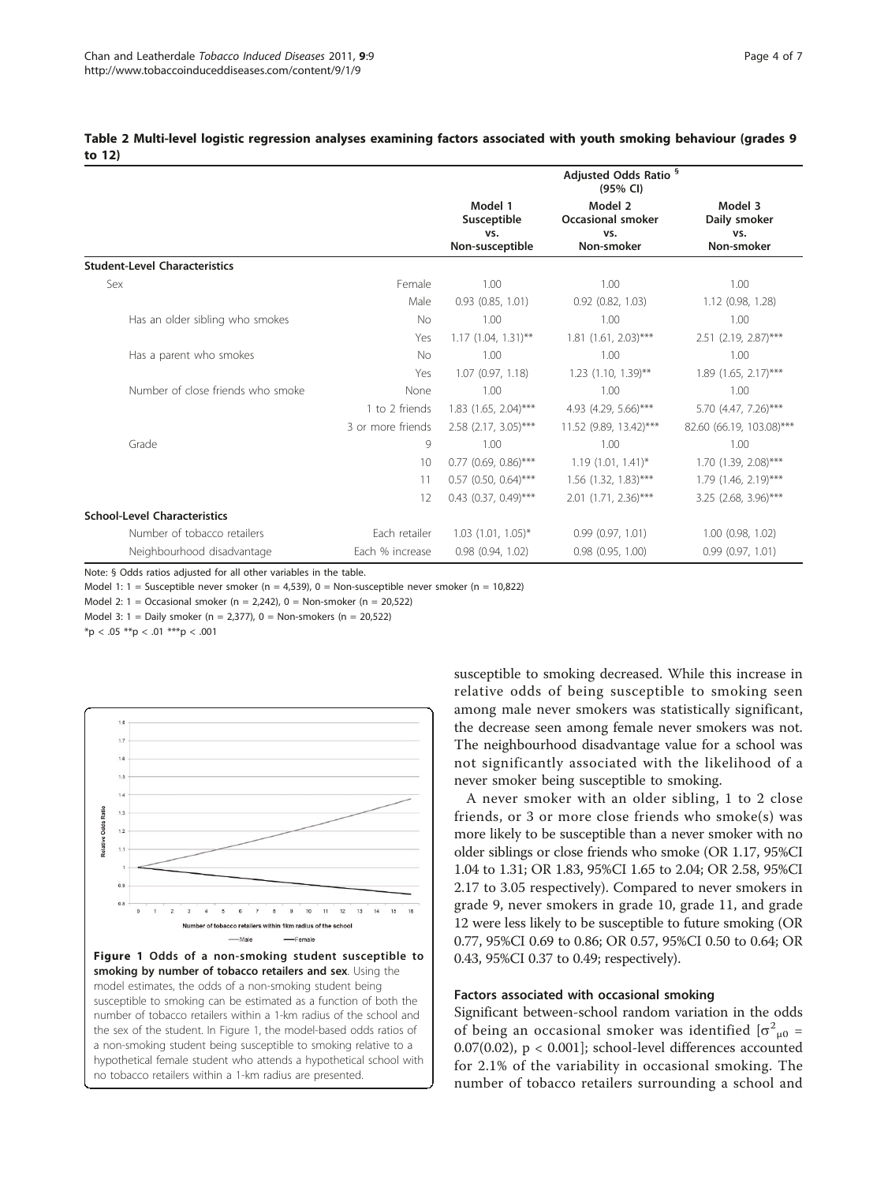**Table 2 Multi-level logistic regression analyses examining factors associated with youth smoking behaviour (grades 9 to 12)**

| | | Adjusted Odds Ratio § (95% CI) | | |
|---|---|---|---|---|
| | | Model 1 Susceptible vs. Non-susceptible | Model 2 Occasional smoker vs. Non-smoker | Model 3 Daily smoker vs. Non-smoker |
| **Student-Level Characteristics** | | | | |
| Sex | Female | 1.00 | 1.00 | 1.00 |
| | Male | 0.93 (0.85, 1.01) | 0.92 (0.82, 1.03) | 1.12 (0.98, 1.28) |
| Has an older sibling who smokes | No | 1.00 | 1.00 | 1.00 |
| | Yes | 1.17 (1.04, 1.31)** | 1.81 (1.61, 2.03)*** | 2.51 (2.19, 2.87)*** |
| Has a parent who smokes | No | 1.00 | 1.00 | 1.00 |
| | Yes | 1.07 (0.97, 1.18) | 1.23 (1.10, 1.39)** | 1.89 (1.65, 2.17)*** |
| Number of close friends who smoke | None | 1.00 | 1.00 | 1.00 |
| | 1 to 2 friends | 1.83 (1.65, 2.04)*** | 4.93 (4.29, 5.66)*** | 5.70 (4.47, 7.26)*** |
| | 3 or more friends | 2.58 (2.17, 3.05)*** | 11.52 (9.89, 13.42)*** | 82.60 (66.19, 103.08)*** |
| Grade | 9 | 1.00 | 1.00 | 1.00 |
| | 10 | 0.77 (0.69, 0.86)*** | 1.19 (1.01, 1.41)* | 1.70 (1.39, 2.08)*** |
| | 11 | 0.57 (0.50, 0.64)*** | 1.56 (1.32, 1.83)*** | 1.79 (1.46, 2.19)*** |
| | 12 | 0.43 (0.37, 0.49)*** | 2.01 (1.71, 2.36)*** | 3.25 (2.68, 3.96)*** |
| **School-Level Characteristics** | | | | |
| Number of tobacco retailers | Each retailer | 1.03 (1.01, 1.05)* | 0.99 (0.97, 1.01) | 1.00 (0.98, 1.02) |
| Neighbourhood disadvantage | Each % increase | 0.98 (0.94, 1.02) | 0.98 (0.95, 1.00) | 0.99 (0.97, 1.01) |

Note: § Odds ratios adjusted for all other variables in the table.

Model 1: 1 = Susceptible never smoker (n = 4,539), 0 = Non-susceptible never smoker (n = 10,822)

Model 2: 1 = Occasional smoker (n = 2,242), 0 = Non-smoker (n = 20,522)

Model 3: 1 = Daily smoker (n = 2,377), 0 = Non-smokers (n = 20,522)

*p < .05 **p < .01 ***p < .001

**Figure 1 Odds of a non-smoking student susceptible to smoking by number of tobacco retailers and sex**. Using the model estimates, the odds of a non-smoking student being susceptible to smoking can be estimated as a function of both the number of tobacco retailers within a 1-km radius of the school and the sex of the student. In Figure 1, the model-based odds ratios of a non-smoking student being susceptible to smoking relative to a hypothetical female student who attends a hypothetical school with no tobacco retailers within a 1-km radius are presented.

susceptible to smoking decreased. While this increase in relative odds of being susceptible to smoking seen among male never smokers was statistically significant, the decrease seen among female never smokers was not. The neighbourhood disadvantage value for a school was not significantly associated with the likelihood of a never smoker being susceptible to smoking.

A never smoker with an older sibling, 1 to 2 close friends, or 3 or more close friends who smoke(s) was more likely to be susceptible than a never smoker with no older siblings or close friends who smoke (OR 1.17, 95%CI 1.04 to 1.31; OR 1.83, 95%CI 1.65 to 2.04; OR 2.58, 95%CI 2.17 to 3.05 respectively). Compared to never smokers in grade 9, never smokers in grade 10, grade 11, and grade 12 were less likely to be susceptible to future smoking (OR 0.77, 95%CI 0.69 to 0.86; OR 0.57, 95%CI 0.50 to 0.64; OR 0.43, 95%CI 0.37 to 0.49; respectively).

### Factors associated with occasional smoking

Significant between-school random variation in the odds of being an occasional smoker was identified [$\sigma^2_{\mu 0}$ = 0.07(0.02), $p < 0.001$]; school-level differences accounted for 2.1% of the variability in occasional smoking. The number of tobacco retailers surrounding a school and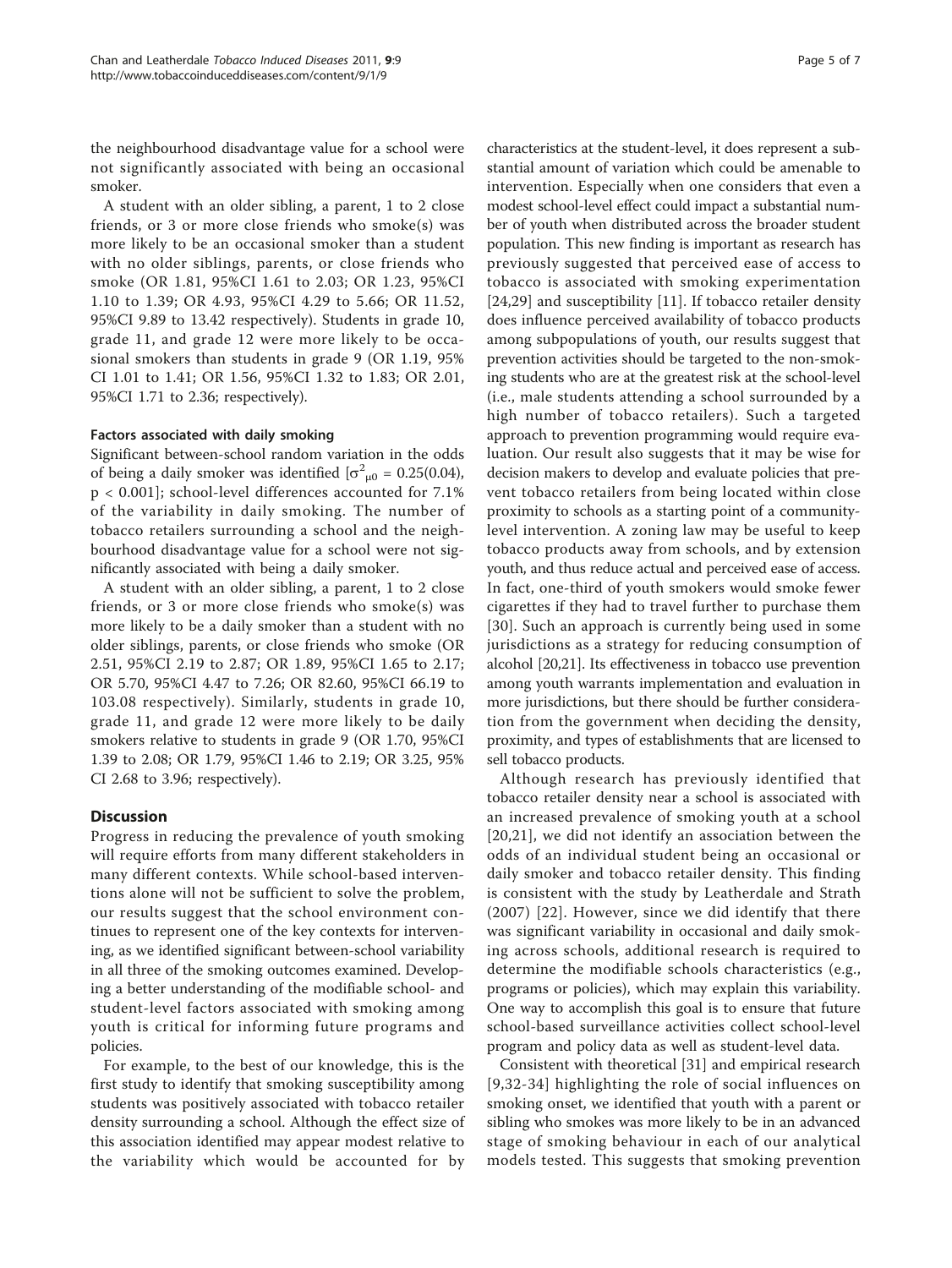the neighbourhood disadvantage value for a school were not significantly associated with being an occasional smoker.

A student with an older sibling, a parent, 1 to 2 close friends, or 3 or more close friends who smoke(s) was more likely to be an occasional smoker than a student with no older siblings, parents, or close friends who smoke (OR 1.81, 95%CI 1.61 to 2.03; OR 1.23, 95%CI 1.10 to 1.39; OR 4.93, 95%CI 4.29 to 5.66; OR 11.52, 95%CI 9.89 to 13.42 respectively). Students in grade 10, grade 11, and grade 12 were more likely to be occasional smokers than students in grade 9 (OR 1.19, 95% CI 1.01 to 1.41; OR 1.56, 95%CI 1.32 to 1.83; OR 2.01, 95%CI 1.71 to 2.36; respectively).

#### Factors associated with daily smoking

Significant between-school random variation in the odds of being a daily smoker was identified [$\sigma^2_{\mu 0}$ = 0.25(0.04), $p < 0.001$]; school-level differences accounted for 7.1% of the variability in daily smoking. The number of tobacco retailers surrounding a school and the neighbourhood disadvantage value for a school were not significantly associated with being a daily smoker.

A student with an older sibling, a parent, 1 to 2 close friends, or 3 or more close friends who smoke(s) was more likely to be a daily smoker than a student with no older siblings, parents, or close friends who smoke (OR 2.51, 95%CI 2.19 to 2.87; OR 1.89, 95%CI 1.65 to 2.17; OR 5.70, 95%CI 4.47 to 7.26; OR 82.60, 95%CI 66.19 to 103.08 respectively). Similarly, students in grade 10, grade 11, and grade 12 were more likely to be daily smokers relative to students in grade 9 (OR 1.70, 95%CI 1.39 to 2.08; OR 1.79, 95%CI 1.46 to 2.19; OR 3.25, 95% CI 2.68 to 3.96; respectively).

## Discussion

Progress in reducing the prevalence of youth smoking will require efforts from many different stakeholders in many different contexts. While school-based interventions alone will not be sufficient to solve the problem, our results suggest that the school environment continues to represent one of the key contexts for intervening, as we identified significant between-school variability in all three of the smoking outcomes examined. Developing a better understanding of the modifiable school- and student-level factors associated with smoking among youth is critical for informing future programs and policies.

For example, to the best of our knowledge, this is the first study to identify that smoking susceptibility among students was positively associated with tobacco retailer density surrounding a school. Although the effect size of this association identified may appear modest relative to the variability which would be accounted for by characteristics at the student-level, it does represent a substantial amount of variation which could be amenable to intervention. Especially when one considers that even a modest school-level effect could impact a substantial number of youth when distributed across the broader student population. This new finding is important as research has previously suggested that perceived ease of access to tobacco is associated with smoking experimentation [24,29] and susceptibility [11]. If tobacco retailer density does influence perceived availability of tobacco products among subpopulations of youth, our results suggest that prevention activities should be targeted to the non-smoking students who are at the greatest risk at the school-level (i.e., male students attending a school surrounded by a high number of tobacco retailers). Such a targeted approach to prevention programming would require evaluation. Our result also suggests that it may be wise for decision makers to develop and evaluate policies that prevent tobacco retailers from being located within close proximity to schools as a starting point of a community-level intervention. A zoning law may be useful to keep tobacco products away from schools, and by extension youth, and thus reduce actual and perceived ease of access. In fact, one-third of youth smokers would smoke fewer cigarettes if they had to travel further to purchase them [30]. Such an approach is currently being used in some jurisdictions as a strategy for reducing consumption of alcohol [20,21]. Its effectiveness in tobacco use prevention among youth warrants implementation and evaluation in more jurisdictions, but there should be further consideration from the government when deciding the density, proximity, and types of establishments that are licensed to sell tobacco products.

Although research has previously identified that tobacco retailer density near a school is associated with an increased prevalence of smoking youth at a school [20,21], we did not identify an association between the odds of an individual student being an occasional or daily smoker and tobacco retailer density. This finding is consistent with the study by Leatherdale and Strath (2007) [22]. However, since we did identify that there was significant variability in occasional and daily smoking across schools, additional research is required to determine the modifiable schools characteristics (e.g., programs or policies), which may explain this variability. One way to accomplish this goal is to ensure that future school-based surveillance activities collect school-level program and policy data as well as student-level data.

Consistent with theoretical [31] and empirical research [9,32-34] highlighting the role of social influences on smoking onset, we identified that youth with a parent or sibling who smokes was more likely to be in an advanced stage of smoking behaviour in each of our analytical models tested. This suggests that smoking prevention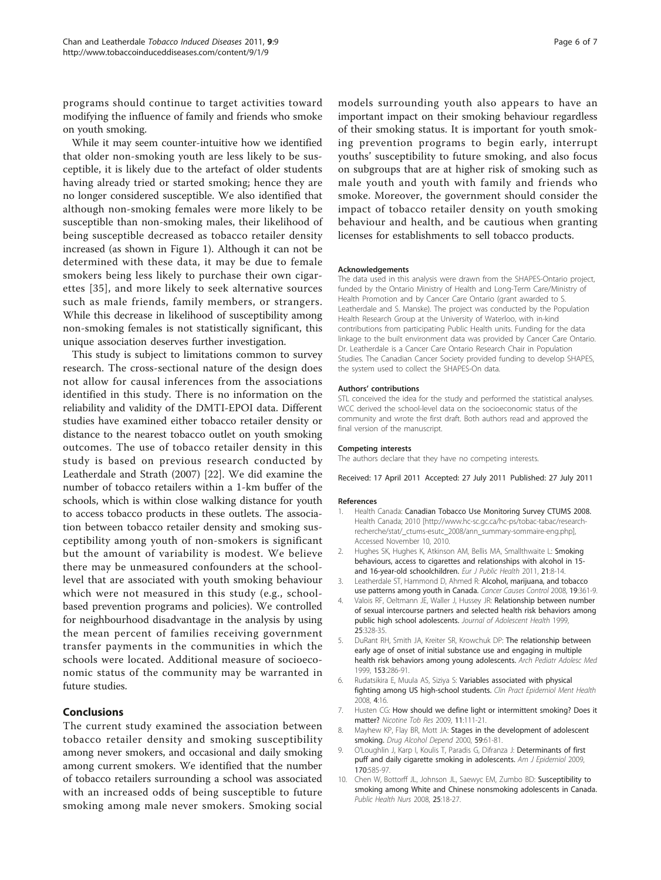programs should continue to target activities toward modifying the influence of family and friends who smoke on youth smoking.

While it may seem counter-intuitive how we identified that older non-smoking youth are less likely to be susceptible, it is likely due to the artefact of older students having already tried or started smoking; hence they are no longer considered susceptible. We also identified that although non-smoking females were more likely to be susceptible than non-smoking males, their likelihood of being susceptible decreased as tobacco retailer density increased (as shown in Figure 1). Although it can not be determined with these data, it may be due to female smokers being less likely to purchase their own cigarettes [35], and more likely to seek alternative sources such as male friends, family members, or strangers. While this decrease in likelihood of susceptibility among non-smoking females is not statistically significant, this unique association deserves further investigation.

This study is subject to limitations common to survey research. The cross-sectional nature of the design does not allow for causal inferences from the associations identified in this study. There is no information on the reliability and validity of the DMTI-EPOI data. Different studies have examined either tobacco retailer density or distance to the nearest tobacco outlet on youth smoking outcomes. The use of tobacco retailer density in this study is based on previous research conducted by Leatherdale and Strath (2007) [22]. We did examine the number of tobacco retailers within a 1-km buffer of the schools, which is within close walking distance for youth to access tobacco products in these outlets. The association between tobacco retailer density and smoking susceptibility among youth of non-smokers is significant but the amount of variability is modest. We believe there may be unmeasured confounders at the school-level that are associated with youth smoking behaviour which were not measured in this study (e.g., school-based prevention programs and policies). We controlled for neighbourhood disadvantage in the analysis by using the mean percent of families receiving government transfer payments in the communities in which the schools were located. Additional measure of socioeconomic status of the community may be warranted in future studies.

## Conclusions

The current study examined the association between tobacco retailer density and smoking susceptibility among never smokers, and occasional and daily smoking among current smokers. We identified that the number of tobacco retailers surrounding a school was associated with an increased odds of being susceptible to future smoking among male never smokers. Smoking social models surrounding youth also appears to have an important impact on their smoking behaviour regardless of their smoking status. It is important for youth smoking prevention programs to begin early, interrupt youths' susceptibility to future smoking, and also focus on subgroups that are at higher risk of smoking such as male youth and youth with family and friends who smoke. Moreover, the government should consider the impact of tobacco retailer density on youth smoking behaviour and health, and be cautious when granting licenses for establishments to sell tobacco products.

#### Acknowledgements

The data used in this analysis were drawn from the SHAPES-Ontario project, funded by the Ontario Ministry of Health and Long-Term Care/Ministry of Health Promotion and by Cancer Care Ontario (grant awarded to S. Leatherdale and S. Manske). The project was conducted by the Population Health Research Group at the University of Waterloo, with in-kind contributions from participating Public Health units. Funding for the data linkage to the built environment data was provided by Cancer Care Ontario. Dr. Leatherdale is a Cancer Care Ontario Research Chair in Population Studies. The Canadian Cancer Society provided funding to develop SHAPES, the system used to collect the SHAPES-On data.

#### Authors' contributions

STL conceived the idea for the study and performed the statistical analyses. WCC derived the school-level data on the socioeconomic status of the community and wrote the first draft. Both authors read and approved the final version of the manuscript.

#### Competing interests

The authors declare that they have no competing interests.

Received: 17 April 2011 Accepted: 27 July 2011 Published: 27 July 2011

#### References

1. Health Canada: **Canadian Tobacco Use Monitoring Survey CTUMS 2008.** Health Canada; 2010 [http://www.hc-sc.gc.ca/hc-ps/tobac-tabac/research-recherche/stat/_ctums-esutc_2008/ann_summary-sommaire-eng.php], Accessed November 10, 2010.
2. Hughes SK, Hughes K, Atkinson AM, Bellis MA, Smallthwaite L: **Smoking behaviours, access to cigarettes and relationships with alcohol in 15- and 16-year-old schoolchildren.** *Eur J Public Health* 2011, **21**:8-14.
3. Leatherdale ST, Hammond D, Ahmed R: **Alcohol, marijuana, and tobacco use patterns among youth in Canada.** *Cancer Causes Control* 2008, **19**:361-9.
4. Valois RF, Oeltmann JE, Waller J, Hussey JR: **Relationship between number of sexual intercourse partners and selected health risk behaviors among public high school adolescents.** *Journal of Adolescent Health* 1999, **25**:328-35.
5. DuRant RH, Smith JA, Kreiter SR, Krowchuk DP: **The relationship between early age of onset of initial substance use and engaging in multiple health risk behaviors among young adolescents.** *Arch Pediatr Adolesc Med* 1999, **153**:286-91.
6. Rudatsikira E, Muula AS, Siziya S: **Variables associated with physical fighting among US high-school students.** *Clin Pract Epidemiol Ment Health* 2008, **4**:16.
7. Husten CG: **How should we define light or intermittent smoking? Does it matter?** *Nicotine Tob Res* 2009, **11**:111-21.
8. Mayhew KP, Flay BR, Mott JA: **Stages in the development of adolescent smoking.** *Drug Alcohol Depend* 2000, **59**:61-81.
9. O'Loughlin J, Karp I, Koulis T, Paradis G, Difranza J: **Determinants of first puff and daily cigarette smoking in adolescents.** *Am J Epidemiol* 2009, **170**:585-97.
10. Chen W, Bottorff JL, Johnson JL, Saewyc EM, Zumbo BD: **Susceptibility to smoking among White and Chinese nonsmoking adolescents in Canada.** *Public Health Nurs* 2008, **25**:18-27.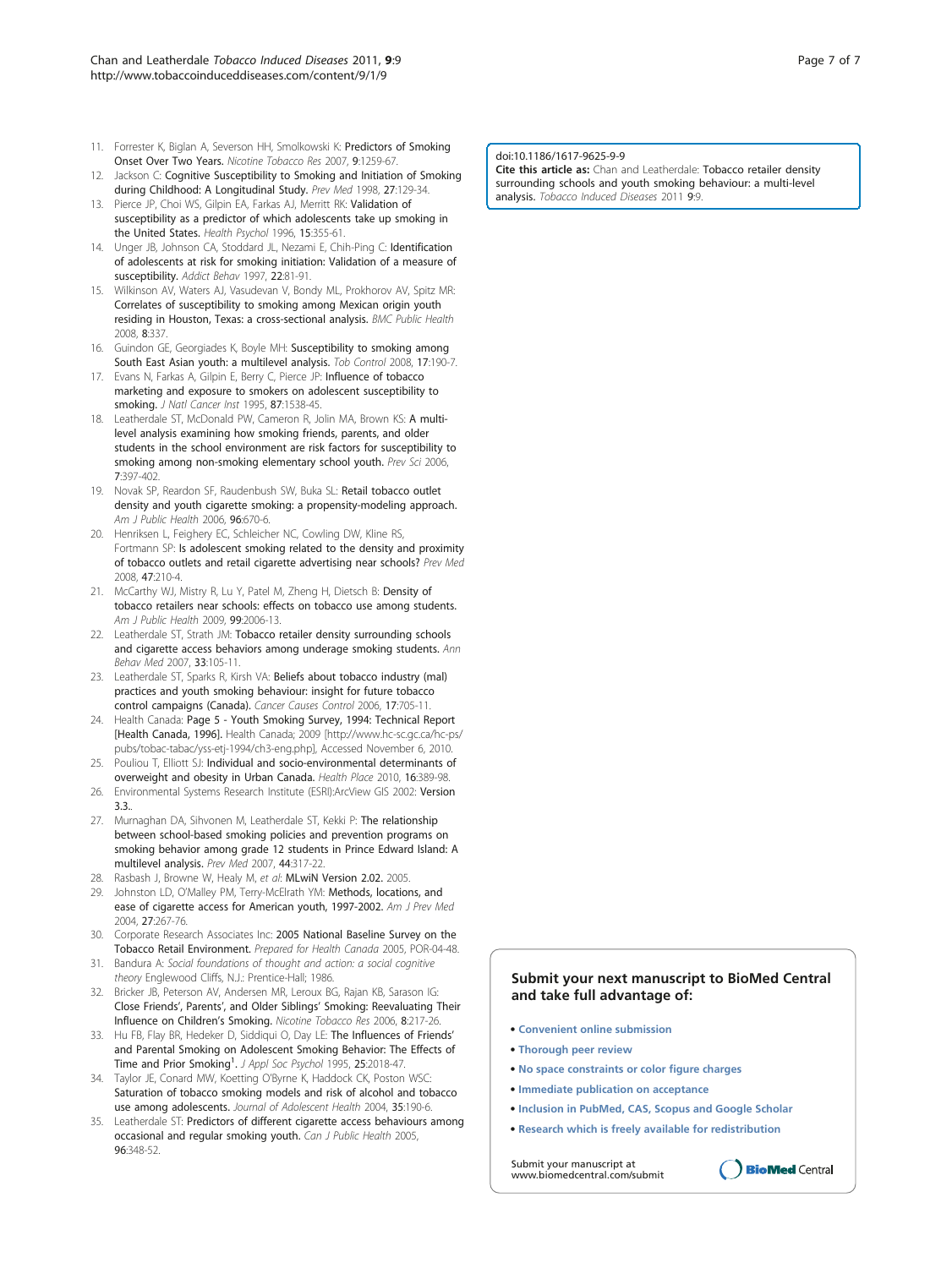11. Forrester K, Biglan A, Severson HH, Smolkowski K: **Predictors of Smoking Onset Over Two Years.** *Nicotine Tobacco Res* 2007, **9**:1259-67.
12. Jackson C: **Cognitive Susceptibility to Smoking and Initiation of Smoking during Childhood: A Longitudinal Study.** *Prev Med* 1998, **27**:129-34.
13. Pierce JP, Choi WS, Gilpin EA, Farkas AJ, Merritt RK: **Validation of susceptibility as a predictor of which adolescents take up smoking in the United States.** *Health Psychol* 1996, **15**:355-61.
14. Unger JB, Johnson CA, Stoddard JL, Nezami E, Chih-Ping C: **Identification of adolescents at risk for smoking initiation: Validation of a measure of susceptibility.** *Addict Behav* 1997, **22**:81-91.
15. Wilkinson AV, Waters AJ, Vasudevan V, Bondy ML, Prokhorov AV, Spitz MR: **Correlates of susceptibility to smoking among Mexican origin youth residing in Houston, Texas: a cross-sectional analysis.** *BMC Public Health* 2008, **8**:337.
16. Guindon GE, Georgiades K, Boyle MH: **Susceptibility to smoking among South East Asian youth: a multilevel analysis.** *Tob Control* 2008, **17**:190-7.
17. Evans N, Farkas A, Gilpin E, Berry C, Pierce JP: **Influence of tobacco marketing and exposure to smokers on adolescent susceptibility to smoking.** *J Natl Cancer Inst* 1995, **87**:1538-45.
18. Leatherdale ST, McDonald PW, Cameron R, Jolin MA, Brown KS: **A multi-level analysis examining how smoking friends, parents, and older students in the school environment are risk factors for susceptibility to smoking among non-smoking elementary school youth.** *Prev Sci* 2006, **7**:397-402.
19. Novak SP, Reardon SF, Raudenbush SW, Buka SL: **Retail tobacco outlet density and youth cigarette smoking: a propensity-modeling approach.** *Am J Public Health* 2006, **96**:670-6.
20. Henriksen L, Feighery EC, Schleicher NC, Cowling DW, Kline RS, Fortmann SP: **Is adolescent smoking related to the density and proximity of tobacco outlets and retail cigarette advertising near schools?** *Prev Med* 2008, **47**:210-4.
21. McCarthy WJ, Mistry R, Lu Y, Patel M, Zheng H, Dietsch B: **Density of tobacco retailers near schools: effects on tobacco use among students.** *Am J Public Health* 2009, **99**:2006-13.
22. Leatherdale ST, Strath JM: **Tobacco retailer density surrounding schools and cigarette access behaviors among underage smoking students.** *Ann Behav Med* 2007, **33**:105-11.
23. Leatherdale ST, Sparks R, Kirsh VA: **Beliefs about tobacco industry (mal) practices and youth smoking behaviour: insight for future tobacco control campaigns (Canada).** *Cancer Causes Control* 2006, **17**:705-11.
24. Health Canada: **Page 5 - Youth Smoking Survey, 1994: Technical Report [Health Canada, 1996].** Health Canada; 2009 [http://www.hc-sc.gc.ca/hc-ps/pubs/tobac-tabac/yss-etj-1994/ch3-eng.php], Accessed November 6, 2010.
25. Pouliou T, Elliott SJ: **Individual and socio-environmental determinants of overweight and obesity in Urban Canada.** *Health Place* 2010, **16**:389-98.
26. Environmental Systems Research Institute (ESRI):ArcView GIS 2002: **Version 3.3.**.
27. Murnaghan DA, Sihvonen M, Leatherdale ST, Kekki P: **The relationship between school-based smoking policies and prevention programs on smoking behavior among grade 12 students in Prince Edward Island: A multilevel analysis.** *Prev Med* 2007, **44**:317-22.
28. Rasbash J, Browne W, Healy M, *et al*: **MLwiN Version 2.02.** 2005.
29. Johnston LD, O'Malley PM, Terry-McElrath YM: **Methods, locations, and ease of cigarette access for American youth, 1997-2002.** *Am J Prev Med* 2004, **27**:267-76.
30. Corporate Research Associates Inc: **2005 National Baseline Survey on the Tobacco Retail Environment.** *Prepared for Health Canada* 2005, POR-04-48.
31. Bandura A: *Social foundations of thought and action: a social cognitive theory* Englewood Cliffs, N.J.: Prentice-Hall; 1986.
32. Bricker JB, Peterson AV, Andersen MR, Leroux BG, Rajan KB, Sarason IG: **Close Friends', Parents', and Older Siblings' Smoking: Reevaluating Their Influence on Children's Smoking.** *Nicotine Tobacco Res* 2006, **8**:217-26.
33. Hu FB, Flay BR, Hedeker D, Siddiqui O, Day LE: **The Influences of Friends' and Parental Smoking on Adolescent Smoking Behavior: The Effects of Time and Prior Smoking[1].** *J Appl Soc Psychol* 1995, **25**:2018-47.
34. Taylor JE, Conard MW, Koetting O'Byrne K, Haddock CK, Poston WSC: **Saturation of tobacco smoking models and risk of alcohol and tobacco use among adolescents.** *Journal of Adolescent Health* 2004, **35**:190-6.
35. Leatherdale ST: **Predictors of different cigarette access behaviours among occasional and regular smoking youth.** *Can J Public Health* 2005, **96**:348-52.

doi:10.1186/1617-9625-9-9

**Cite this article as:** Chan and Leatherdale: Tobacco retailer density surrounding schools and youth smoking behaviour: a multi-level analysis. *Tobacco Induced Diseases* 2011 **9**:9.

**Submit your next manuscript to BioMed Central and take full advantage of:**

- **Convenient online submission**
- **Thorough peer review**
- **No space constraints or color figure charges**
- **Immediate publication on acceptance**
- **Inclusion in PubMed, CAS, Scopus and Google Scholar**
- **Research which is freely available for redistribution**

Submit your manuscript at www.biomedcentral.com/submit

BioMed Central